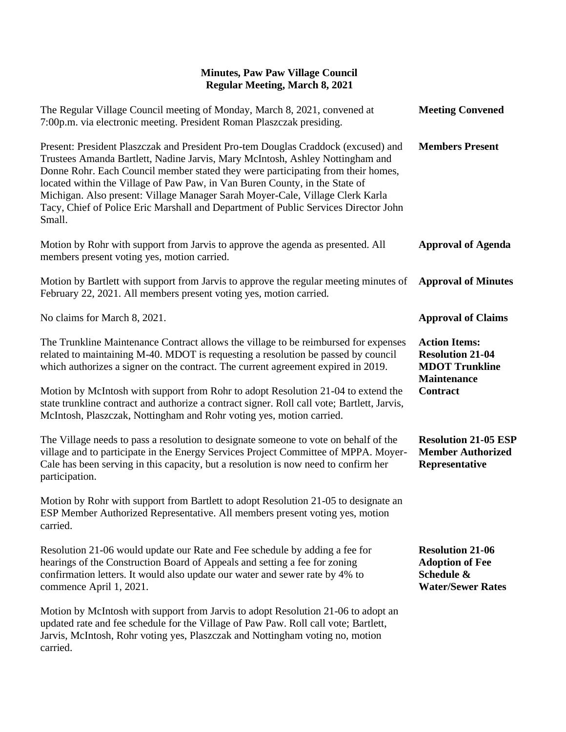# Minutes, Paw Paw Village Council
## Regular Meeting, March 8, 2021

**Meeting Convened**

The Regular Village Council meeting of Monday, March 8, 2021, convened at 7:00p.m. via electronic meeting. President Roman Plaszczak presiding.

**Members Present**

Present: President Plaszczak and President Pro-tem Douglas Craddock (excused) and Trustees Amanda Bartlett, Nadine Jarvis, Mary McIntosh, Ashley Nottingham and Donne Rohr. Each Council member stated they were participating from their homes, located within the Village of Paw Paw, in Van Buren County, in the State of Michigan. Also present: Village Manager Sarah Moyer-Cale, Village Clerk Karla Tacy, Chief of Police Eric Marshall and Department of Public Services Director John Small.

**Approval of Agenda**

Motion by Rohr with support from Jarvis to approve the agenda as presented. All members present voting yes, motion carried.

**Approval of Minutes**

Motion by Bartlett with support from Jarvis to approve the regular meeting minutes of February 22, 2021. All members present voting yes, motion carried.

**Approval of Claims**

No claims for March 8, 2021.

**Action Items: Resolution 21-04 MDOT Trunkline Maintenance Contract**

The Trunkline Maintenance Contract allows the village to be reimbursed for expenses related to maintaining M-40. MDOT is requesting a resolution be passed by council which authorizes a signer on the contract. The current agreement expired in 2019.

Motion by McIntosh with support from Rohr to adopt Resolution 21-04 to extend the state trunkline contract and authorize a contract signer. Roll call vote; Bartlett, Jarvis, McIntosh, Plaszczak, Nottingham and Rohr voting yes, motion carried.

**Resolution 21-05 ESP Member Authorized Representative**

The Village needs to pass a resolution to designate someone to vote on behalf of the village and to participate in the Energy Services Project Committee of MPPA. Moyer-Cale has been serving in this capacity, but a resolution is now need to confirm her participation.

Motion by Rohr with support from Bartlett to adopt Resolution 21-05 to designate an ESP Member Authorized Representative. All members present voting yes, motion carried.

**Resolution 21-06 Adoption of Fee Schedule & Water/Sewer Rates**

Resolution 21-06 would update our Rate and Fee schedule by adding a fee for hearings of the Construction Board of Appeals and setting a fee for zoning confirmation letters. It would also update our water and sewer rate by 4% to commence April 1, 2021.

Motion by McIntosh with support from Jarvis to adopt Resolution 21-06 to adopt an updated rate and fee schedule for the Village of Paw Paw. Roll call vote; Bartlett, Jarvis, McIntosh, Rohr voting yes, Plaszczak and Nottingham voting no, motion carried.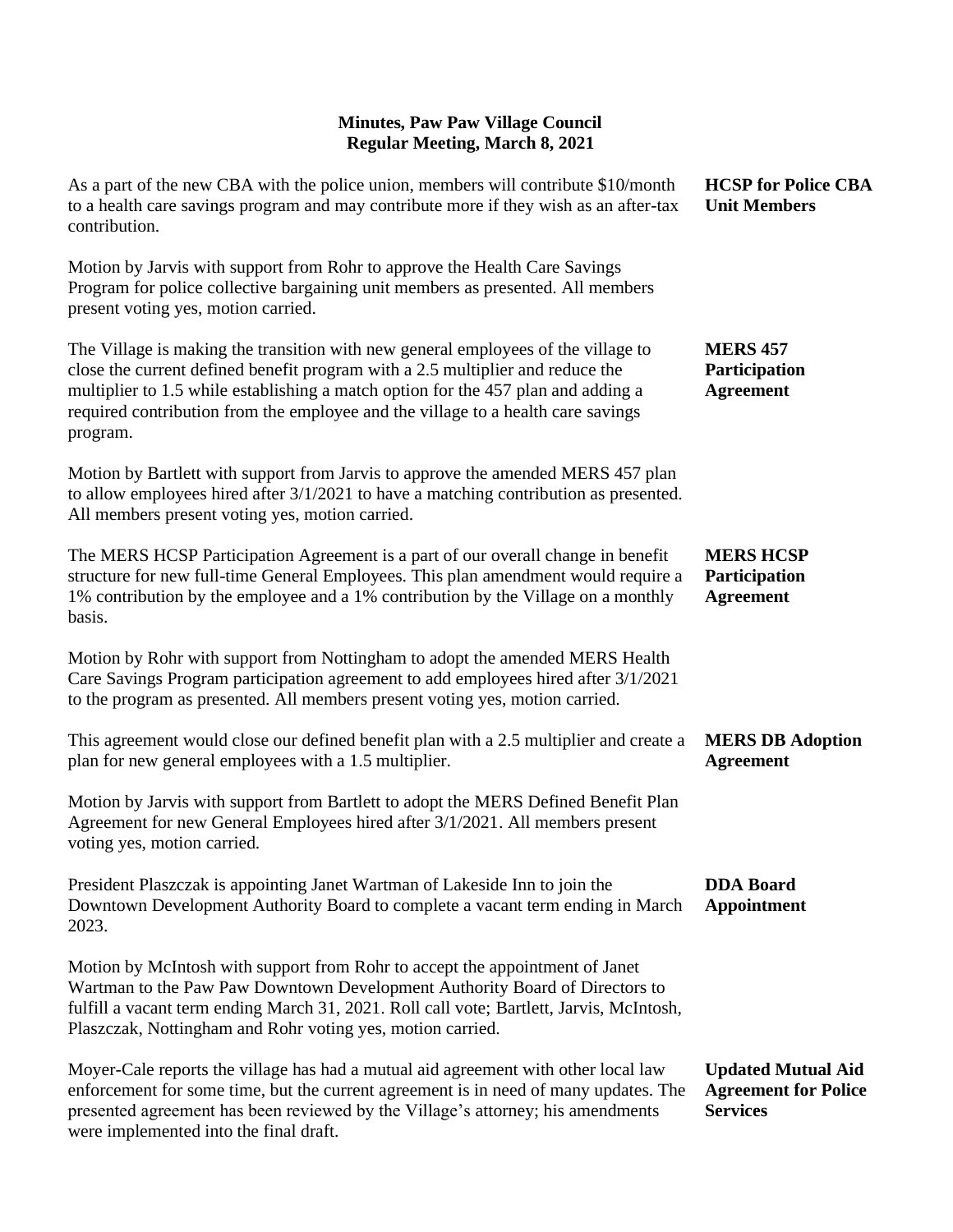**Minutes, Paw Paw Village Council**
**Regular Meeting, March 8, 2021**

**HCSP for Police CBA Unit Members**

As a part of the new CBA with the police union, members will contribute $10/month to a health care savings program and may contribute more if they wish as an after-tax contribution.

Motion by Jarvis with support from Rohr to approve the Health Care Savings Program for police collective bargaining unit members as presented. All members present voting yes, motion carried.

**MERS 457 Participation Agreement**

The Village is making the transition with new general employees of the village to close the current defined benefit program with a 2.5 multiplier and reduce the multiplier to 1.5 while establishing a match option for the 457 plan and adding a required contribution from the employee and the village to a health care savings program.

Motion by Bartlett with support from Jarvis to approve the amended MERS 457 plan to allow employees hired after 3/1/2021 to have a matching contribution as presented. All members present voting yes, motion carried.

**MERS HCSP Participation Agreement**

The MERS HCSP Participation Agreement is a part of our overall change in benefit structure for new full-time General Employees. This plan amendment would require a 1% contribution by the employee and a 1% contribution by the Village on a monthly basis.

Motion by Rohr with support from Nottingham to adopt the amended MERS Health Care Savings Program participation agreement to add employees hired after 3/1/2021 to the program as presented. All members present voting yes, motion carried.

**MERS DB Adoption Agreement**

This agreement would close our defined benefit plan with a 2.5 multiplier and create a plan for new general employees with a 1.5 multiplier.

Motion by Jarvis with support from Bartlett to adopt the MERS Defined Benefit Plan Agreement for new General Employees hired after 3/1/2021. All members present voting yes, motion carried.

**DDA Board Appointment**

President Plaszczak is appointing Janet Wartman of Lakeside Inn to join the Downtown Development Authority Board to complete a vacant term ending in March 2023.

Motion by McIntosh with support from Rohr to accept the appointment of Janet Wartman to the Paw Paw Downtown Development Authority Board of Directors to fulfill a vacant term ending March 31, 2021. Roll call vote; Bartlett, Jarvis, McIntosh, Plaszczak, Nottingham and Rohr voting yes, motion carried.

**Updated Mutual Aid Agreement for Police Services**

Moyer-Cale reports the village has had a mutual aid agreement with other local law enforcement for some time, but the current agreement is in need of many updates. The presented agreement has been reviewed by the Village's attorney; his amendments were implemented into the final draft.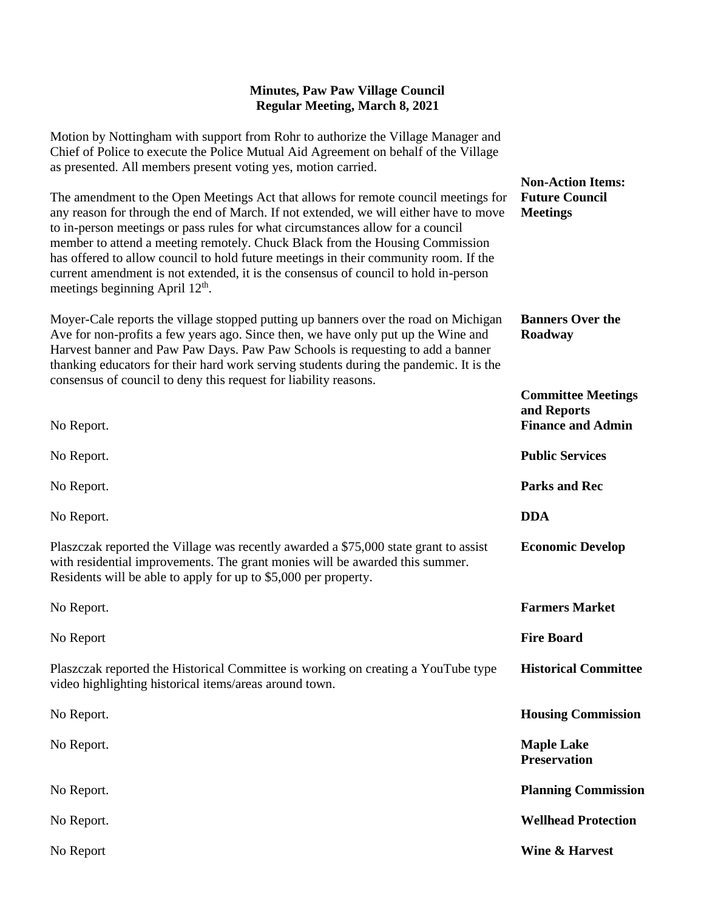**Minutes, Paw Paw Village Council**
**Regular Meeting, March 8, 2021**

Motion by Nottingham with support from Rohr to authorize the Village Manager and Chief of Police to execute the Police Mutual Aid Agreement on behalf of the Village as presented. All members present voting yes, motion carried.

**Non-Action Items: Future Council Meetings**

The amendment to the Open Meetings Act that allows for remote council meetings for any reason for through the end of March. If not extended, we will either have to move to in-person meetings or pass rules for what circumstances allow for a council member to attend a meeting remotely. Chuck Black from the Housing Commission has offered to allow council to hold future meetings in their community room. If the current amendment is not extended, it is the consensus of council to hold in-person meetings beginning April 12th.

**Banners Over the Roadway**

Moyer-Cale reports the village stopped putting up banners over the road on Michigan Ave for non-profits a few years ago. Since then, we have only put up the Wine and Harvest banner and Paw Paw Days. Paw Paw Schools is requesting to add a banner thanking educators for their hard work serving students during the pandemic. It is the consensus of council to deny this request for liability reasons.

**Committee Meetings and Reports**

**Finance and Admin**

No Report.

**Public Services**

No Report.

**Parks and Rec**

No Report.

**DDA**

No Report.

**Economic Develop**

Plaszczak reported the Village was recently awarded a $75,000 state grant to assist with residential improvements. The grant monies will be awarded this summer. Residents will be able to apply for up to $5,000 per property.

**Farmers Market**

No Report.

**Fire Board**

No Report

**Historical Committee**

Plaszczak reported the Historical Committee is working on creating a YouTube type video highlighting historical items/areas around town.

**Housing Commission**

No Report.

**Maple Lake Preservation**

No Report.

**Planning Commission**

No Report.

**Wellhead Protection**

No Report.

**Wine & Harvest**

No Report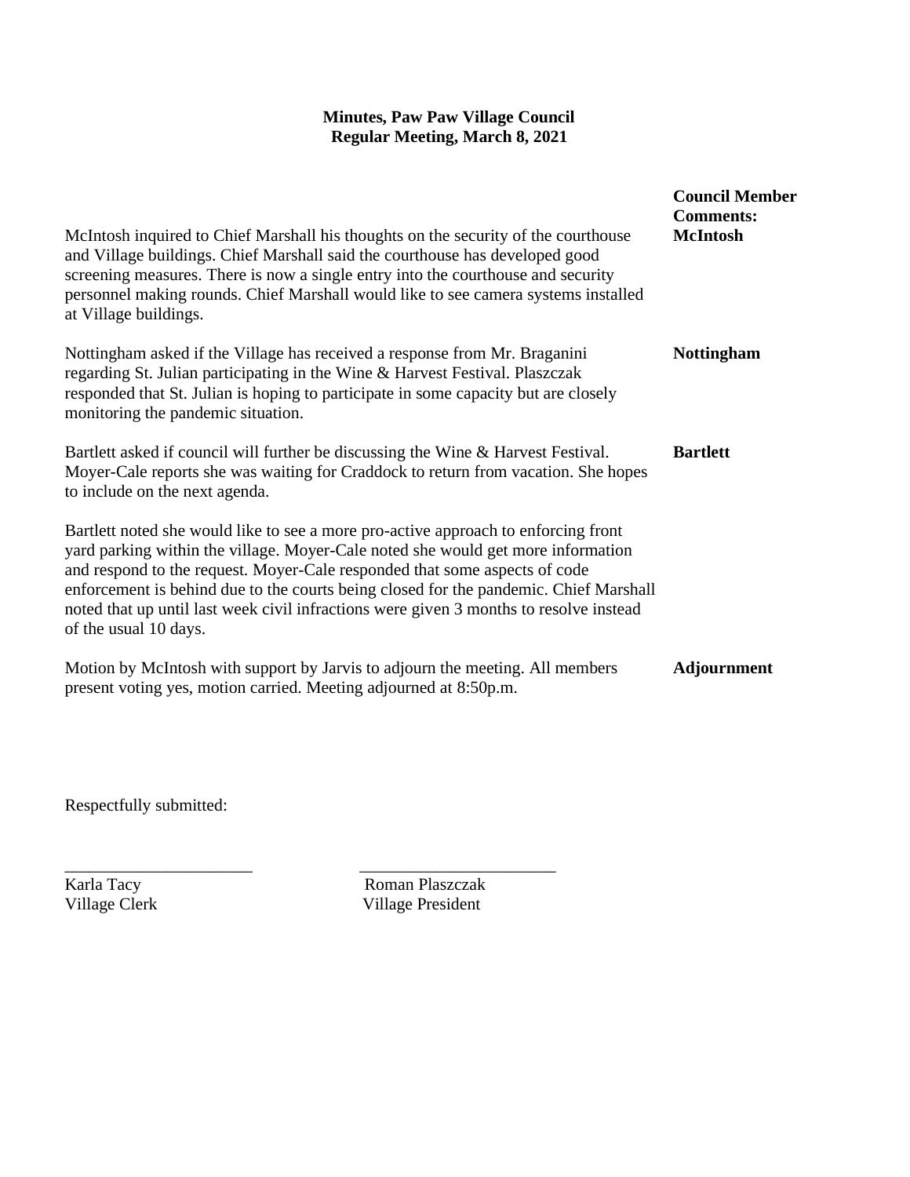**Minutes, Paw Paw Village Council**
**Regular Meeting, March 8, 2021**

**Council Member Comments:**

**McIntosh**

McIntosh inquired to Chief Marshall his thoughts on the security of the courthouse and Village buildings. Chief Marshall said the courthouse has developed good screening measures. There is now a single entry into the courthouse and security personnel making rounds. Chief Marshall would like to see camera systems installed at Village buildings.

**Nottingham**

Nottingham asked if the Village has received a response from Mr. Braganini regarding St. Julian participating in the Wine & Harvest Festival. Plaszczak responded that St. Julian is hoping to participate in some capacity but are closely monitoring the pandemic situation.

**Bartlett**

Bartlett asked if council will further be discussing the Wine & Harvest Festival. Moyer-Cale reports she was waiting for Craddock to return from vacation. She hopes to include on the next agenda.

Bartlett noted she would like to see a more pro-active approach to enforcing front yard parking within the village. Moyer-Cale noted she would get more information and respond to the request. Moyer-Cale responded that some aspects of code enforcement is behind due to the courts being closed for the pandemic. Chief Marshall noted that up until last week civil infractions were given 3 months to resolve instead of the usual 10 days.

**Adjournment**

Motion by McIntosh with support by Jarvis to adjourn the meeting. All members present voting yes, motion carried. Meeting adjourned at 8:50p.m.

Respectfully submitted:

______________________ ______________________
Karla Tacy Roman Plaszczak
Village Clerk Village President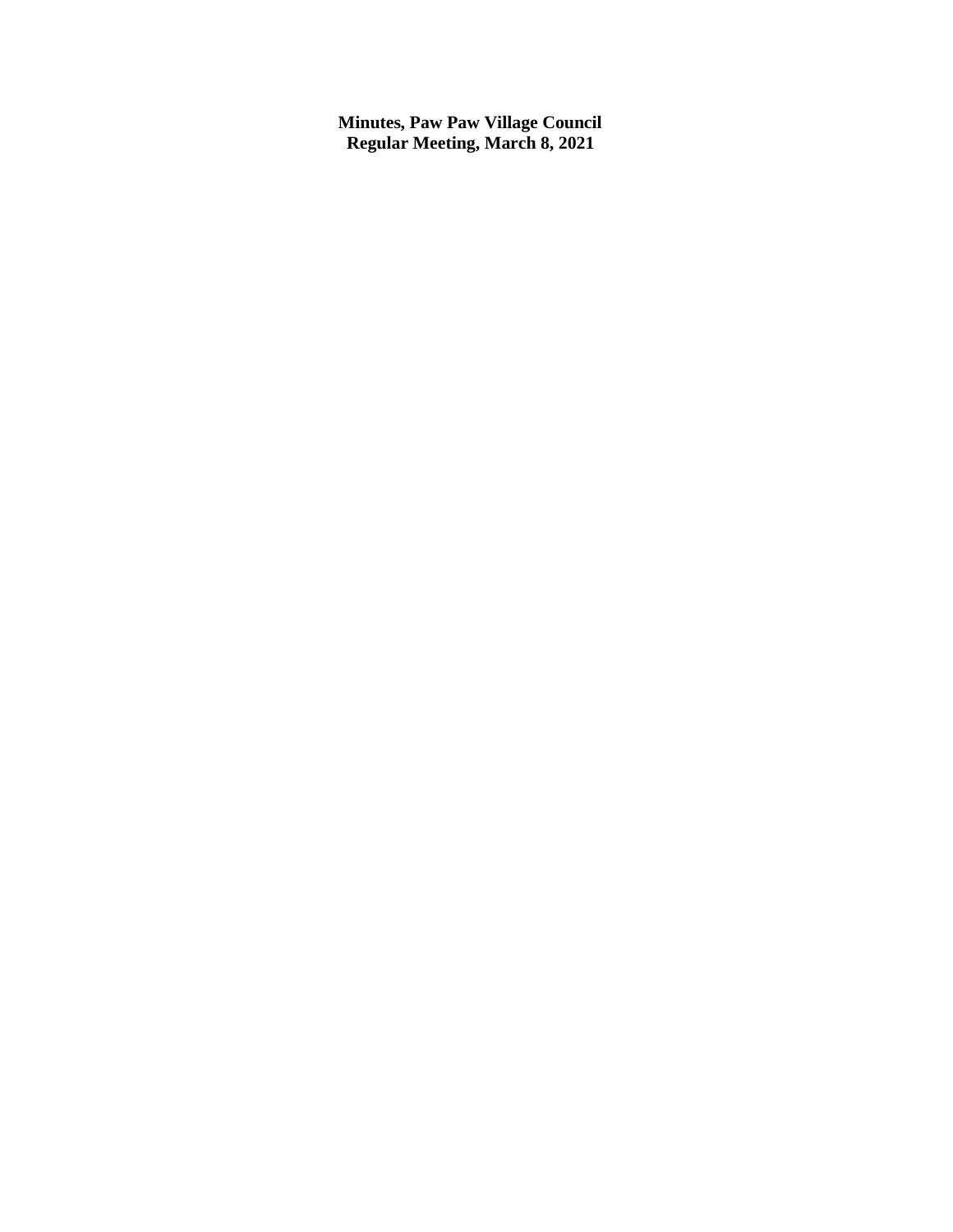**Minutes, Paw Paw Village Council**
**Regular Meeting, March 8, 2021**